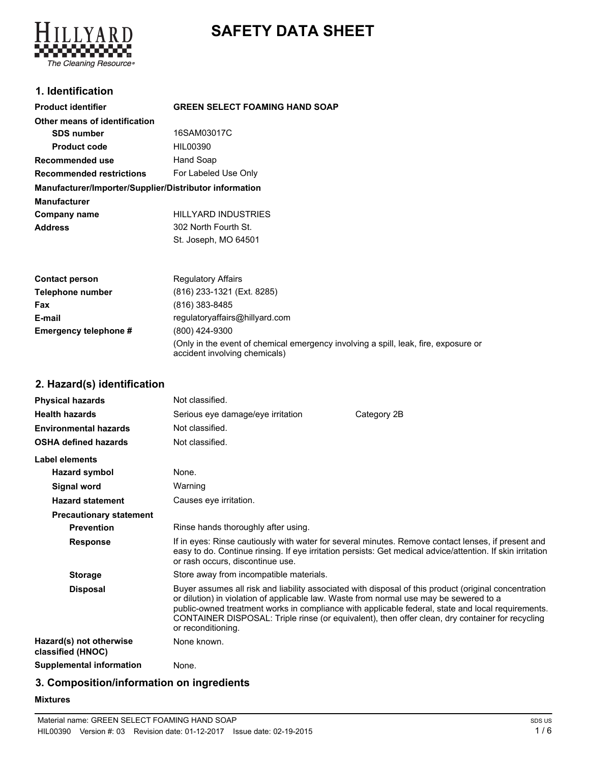# SAFETY DATA SHEET

## 1. Identification

| | |
|---|---|
| **Product identifier** | **GREEN SELECT FOAMING HAND SOAP** |
| **Other means of identification** | |
| **SDS number** | 16SAM03017C |
| **Product code** | HIL00390 |
| **Recommended use** | Hand Soap |
| **Recommended restrictions** | For Labeled Use Only |

**Manufacturer/Importer/Supplier/Distributor information**

| | |
|---|---|
| **Manufacturer** | |
| **Company name** | HILLYARD INDUSTRIES |
| **Address** | 302 North Fourth St.<br>St. Joseph, MO 64501 |
| **Contact person** | Regulatory Affairs |
| **Telephone number** | (816) 233-1321 (Ext. 8285) |
| **Fax** | (816) 383-8485 |
| **E-mail** | regulatoryaffairs@hillyard.com |
| **Emergency telephone #** | (800) 424-9300<br>(Only in the event of chemical emergency involving a spill, leak, fire, exposure or accident involving chemicals) |

## 2. Hazard(s) identification

| | | |
|---|---|---|
| **Physical hazards** | Not classified. | |
| **Health hazards** | Serious eye damage/eye irritation | Category 2B |
| **Environmental hazards** | Not classified. | |
| **OSHA defined hazards** | Not classified. | |

**Label elements**

| | |
|---|---|
| **Hazard symbol** | None. |
| **Signal word** | Warning |
| **Hazard statement** | Causes eye irritation. |
| **Precautionary statement** | |
| **Prevention** | Rinse hands thoroughly after using. |
| **Response** | If in eyes: Rinse cautiously with water for several minutes. Remove contact lenses, if present and easy to do. Continue rinsing. If eye irritation persists: Get medical advice/attention. If skin irritation or rash occurs, discontinue use. |
| **Storage** | Store away from incompatible materials. |
| **Disposal** | Buyer assumes all risk and liability associated with disposal of this product (original concentration or dilution) in violation of applicable law. Waste from normal use may be sewered to a public-owned treatment works in compliance with applicable federal, state and local requirements. CONTAINER DISPOSAL: Triple rinse (or equivalent), then offer clean, dry container for recycling or reconditioning. |
| **Hazard(s) not otherwise classified (HNOC)** | None known. |
| **Supplemental information** | None. |

## 3. Composition/information on ingredients

**Mixtures**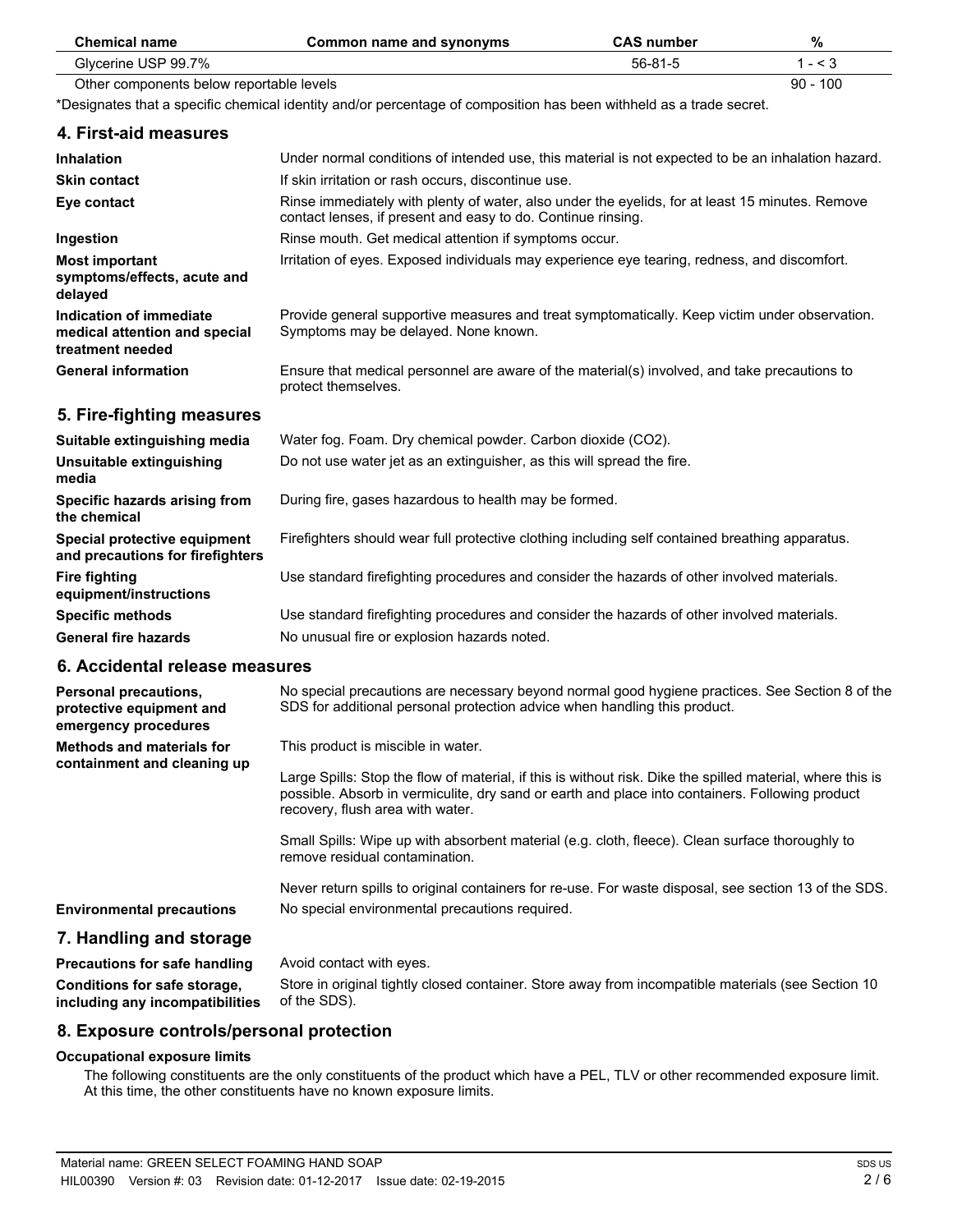| Chemical name | Common name and synonyms | CAS number | % |
| --- | --- | --- | --- |
| Glycerine USP 99.7% | | 56-81-5 | 1 - < 3 |
| Other components below reportable levels | | | 90 - 100 |

*Designates that a specific chemical identity and/or percentage of composition has been withheld as a trade secret.

## 4. First-aid measures

| | |
| --- | --- |
| **Inhalation** | Under normal conditions of intended use, this material is not expected to be an inhalation hazard. |
| **Skin contact** | If skin irritation or rash occurs, discontinue use. |
| **Eye contact** | Rinse immediately with plenty of water, also under the eyelids, for at least 15 minutes. Remove contact lenses, if present and easy to do. Continue rinsing. |
| **Ingestion** | Rinse mouth. Get medical attention if symptoms occur. |
| **Most important symptoms/effects, acute and delayed** | Irritation of eyes. Exposed individuals may experience eye tearing, redness, and discomfort. |
| **Indication of immediate medical attention and special treatment needed** | Provide general supportive measures and treat symptomatically. Keep victim under observation. Symptoms may be delayed. None known. |
| **General information** | Ensure that medical personnel are aware of the material(s) involved, and take precautions to protect themselves. |

## 5. Fire-fighting measures

| | |
| --- | --- |
| **Suitable extinguishing media** | Water fog. Foam. Dry chemical powder. Carbon dioxide ($CO_2$). |
| **Unsuitable extinguishing media** | Do not use water jet as an extinguisher, as this will spread the fire. |
| **Specific hazards arising from the chemical** | During fire, gases hazardous to health may be formed. |
| **Special protective equipment and precautions for firefighters** | Firefighters should wear full protective clothing including self contained breathing apparatus. |
| **Fire fighting equipment/instructions** | Use standard firefighting procedures and consider the hazards of other involved materials. |
| **Specific methods** | Use standard firefighting procedures and consider the hazards of other involved materials. |
| **General fire hazards** | No unusual fire or explosion hazards noted. |

## 6. Accidental release measures

**Personal precautions, protective equipment and emergency procedures**
No special precautions are necessary beyond normal good hygiene practices. See Section 8 of the SDS for additional personal protection advice when handling this product.

**Methods and materials for containment and cleaning up**
This product is miscible in water.

Large Spills: Stop the flow of material, if this is without risk. Dike the spilled material, where this is possible. Absorb in vermiculite, dry sand or earth and place into containers. Following product recovery, flush area with water.

Small Spills: Wipe up with absorbent material (e.g. cloth, fleece). Clean surface thoroughly to remove residual contamination.

Never return spills to original containers for re-use. For waste disposal, see section 13 of the SDS.

**Environmental precautions**
No special environmental precautions required.

## 7. Handling and storage

| | |
| --- | --- |
| **Precautions for safe handling** | Avoid contact with eyes. |
| **Conditions for safe storage, including any incompatibilities** | Store in original tightly closed container. Store away from incompatible materials (see Section 10 of the SDS). |

## 8. Exposure controls/personal protection

### Occupational exposure limits

The following constituents are the only constituents of the product which have a PEL, TLV or other recommended exposure limit. At this time, the other constituents have no known exposure limits.

Material name: GREEN SELECT FOAMING HAND SOAP
HIL00390 Version #: 03 Revision date: 01-12-2017 Issue date: 02-19-2015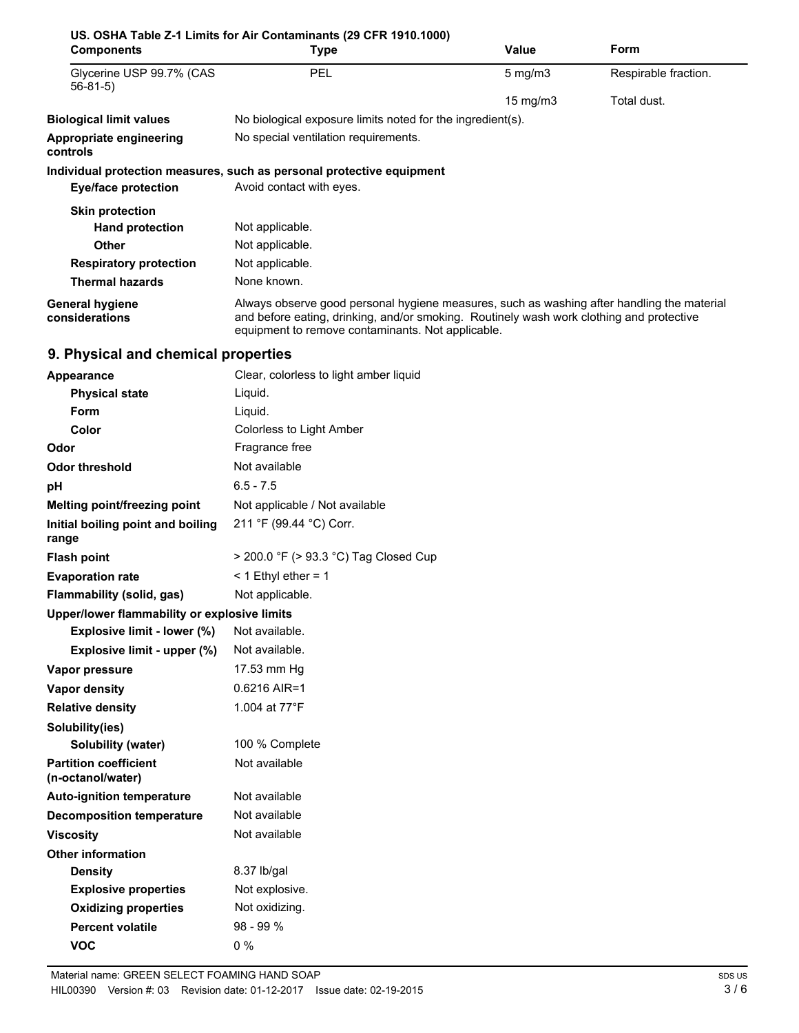**US. OSHA Table Z-1 Limits for Air Contaminants (29 CFR 1910.1000)**

| Components | Type | Value | Form |
|---|---|---|---|
| Glycerine USP 99.7% (CAS 56-81-5) | PEL | 5 mg/m3 | Respirable fraction. |
| | | 15 mg/m3 | Total dust. |

**Biological limit values** No biological exposure limits noted for the ingredient(s).

**Appropriate engineering controls** No special ventilation requirements.

**Individual protection measures, such as personal protective equipment**

**Eye/face protection** Avoid contact with eyes.

**Skin protection**

**Hand protection** Not applicable.

**Other** Not applicable.

**Respiratory protection** Not applicable.

**Thermal hazards** None known.

**General hygiene considerations** Always observe good personal hygiene measures, such as washing after handling the material and before eating, drinking, and/or smoking. Routinely wash work clothing and protective equipment to remove contaminants. Not applicable.

## 9. Physical and chemical properties

| Property | Value |
|---|---|
| **Appearance** | Clear, colorless to light amber liquid |
| **Physical state** | Liquid. |
| **Form** | Liquid. |
| **Color** | Colorless to Light Amber |
| **Odor** | Fragrance free |
| **Odor threshold** | Not available |
| **pH** | 6.5 - 7.5 |
| **Melting point/freezing point** | Not applicable / Not available |
| **Initial boiling point and boiling range** | 211 °F (99.44 °C) Corr. |
| **Flash point** | > 200.0 °F (> 93.3 °C) Tag Closed Cup |
| **Evaporation rate** | < 1 Ethyl ether = 1 |
| **Flammability (solid, gas)** | Not applicable. |
| **Upper/lower flammability or explosive limits** | |
| **Explosive limit - lower (%)** | Not available. |
| **Explosive limit - upper (%)** | Not available. |
| **Vapor pressure** | 17.53 mm Hg |
| **Vapor density** | 0.6216 AIR=1 |
| **Relative density** | 1.004 at 77°F |
| **Solubility(ies)** | |
| **Solubility (water)** | 100 % Complete |
| **Partition coefficient (n-octanol/water)** | Not available |
| **Auto-ignition temperature** | Not available |
| **Decomposition temperature** | Not available |
| **Viscosity** | Not available |
| **Other information** | |
| **Density** | 8.37 lb/gal |
| **Explosive properties** | Not explosive. |
| **Oxidizing properties** | Not oxidizing. |
| **Percent volatile** | 98 - 99 % |
| **VOC** | 0 % |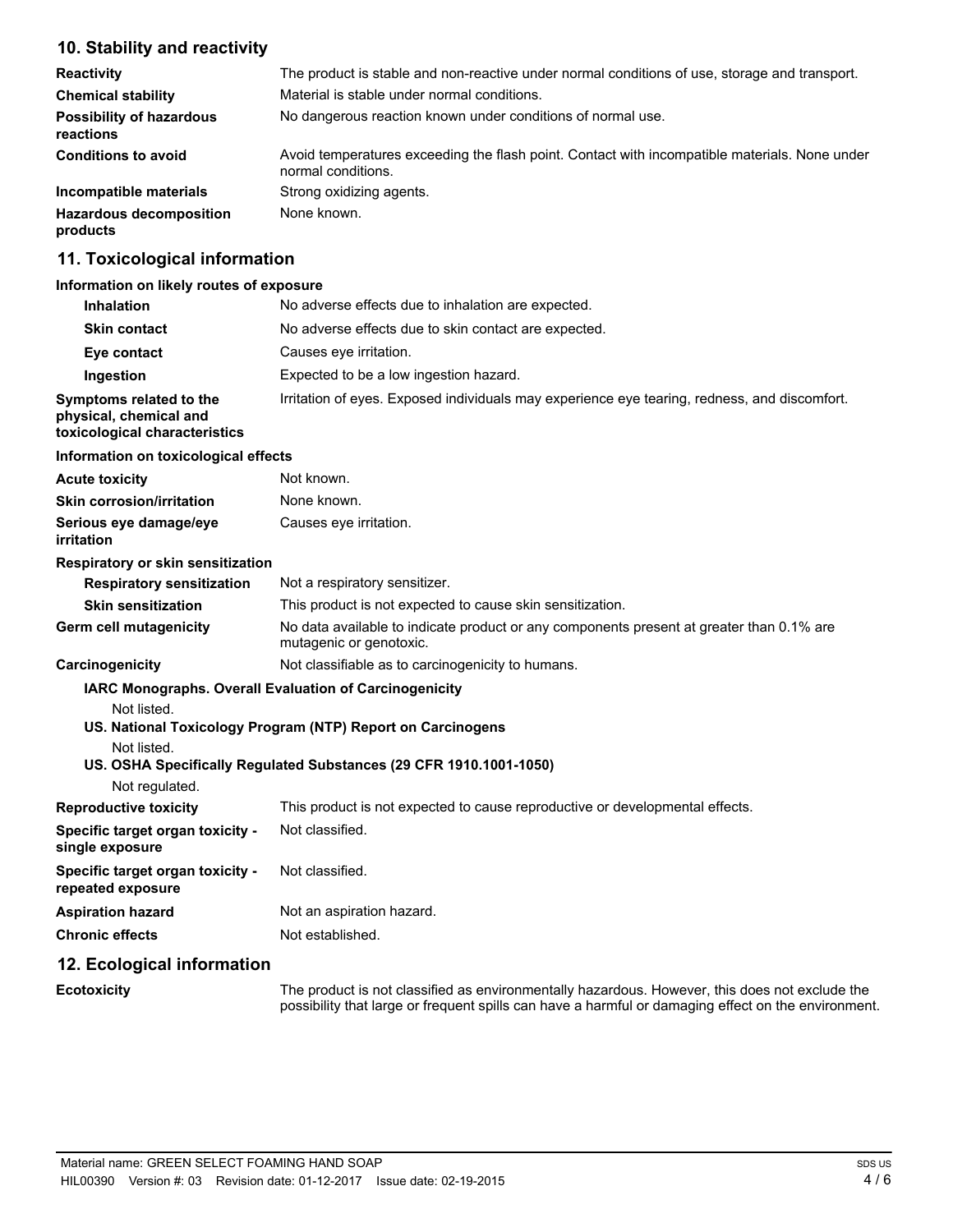## 10. Stability and reactivity

| | |
|---|---|
| **Reactivity** | The product is stable and non-reactive under normal conditions of use, storage and transport. |
| **Chemical stability** | Material is stable under normal conditions. |
| **Possibility of hazardous reactions** | No dangerous reaction known under conditions of normal use. |
| **Conditions to avoid** | Avoid temperatures exceeding the flash point. Contact with incompatible materials. None under normal conditions. |
| **Incompatible materials** | Strong oxidizing agents. |
| **Hazardous decomposition products** | None known. |

## 11. Toxicological information

**Information on likely routes of exposure**

| | |
|---|---|
| **Inhalation** | No adverse effects due to inhalation are expected. |
| **Skin contact** | No adverse effects due to skin contact are expected. |
| **Eye contact** | Causes eye irritation. |
| **Ingestion** | Expected to be a low ingestion hazard. |
| **Symptoms related to the physical, chemical and toxicological characteristics** | Irritation of eyes. Exposed individuals may experience eye tearing, redness, and discomfort. |

**Information on toxicological effects**

| | |
|---|---|
| **Acute toxicity** | Not known. |
| **Skin corrosion/irritation** | None known. |
| **Serious eye damage/eye irritation** | Causes eye irritation. |

**Respiratory or skin sensitization**

| | |
|---|---|
| **Respiratory sensitization** | Not a respiratory sensitizer. |
| **Skin sensitization** | This product is not expected to cause skin sensitization. |
| **Germ cell mutagenicity** | No data available to indicate product or any components present at greater than 0.1% are mutagenic or genotoxic. |
| **Carcinogenicity** | Not classifiable as to carcinogenicity to humans. |

**IARC Monographs. Overall Evaluation of Carcinogenicity**

Not listed.

**US. National Toxicology Program (NTP) Report on Carcinogens**

Not listed.

**US. OSHA Specifically Regulated Substances (29 CFR 1910.1001-1050)**

Not regulated.

| | |
|---|---|
| **Reproductive toxicity** | This product is not expected to cause reproductive or developmental effects. |
| **Specific target organ toxicity - single exposure** | Not classified. |
| **Specific target organ toxicity - repeated exposure** | Not classified. |
| **Aspiration hazard** | Not an aspiration hazard. |
| **Chronic effects** | Not established. |

## 12. Ecological information

| | |
|---|---|
| **Ecotoxicity** | The product is not classified as environmentally hazardous. However, this does not exclude the possibility that large or frequent spills can have a harmful or damaging effect on the environment. |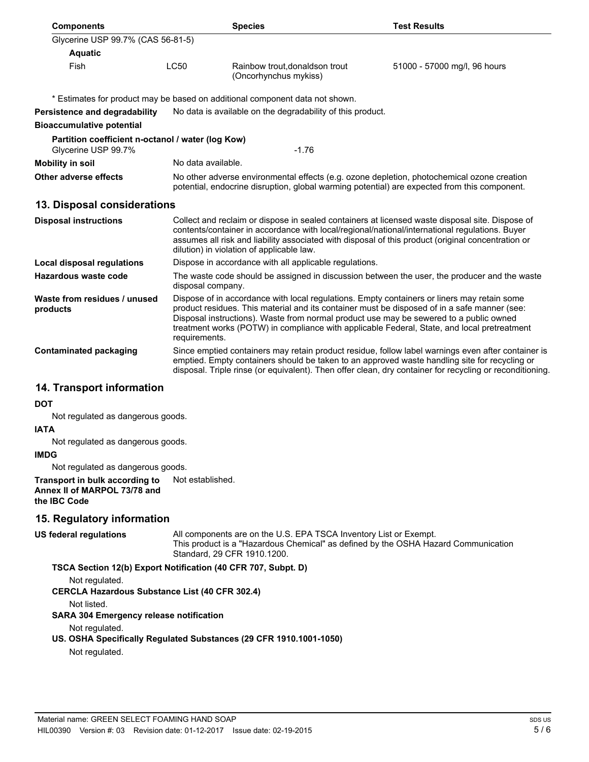| Components | | Species | Test Results |
|---|---|---|---|
| Glycerine USP 99.7% (CAS 56-81-5) | | | |
| **Aquatic** | | | |
| Fish | LC50 | Rainbow trout,donaldson trout (Oncorhynchus mykiss) | 51000 - 57000 mg/l, 96 hours |

* Estimates for product may be based on additional component data not shown.

**Persistence and degradability** No data is available on the degradability of this product.

**Bioaccumulative potential**

**Partition coefficient n-octanol / water (log Kow)**

Glycerine USP 99.7% -1.76

**Mobility in soil** No data available.

**Other adverse effects** No other adverse environmental effects (e.g. ozone depletion, photochemical ozone creation potential, endocrine disruption, global warming potential) are expected from this component.

## 13. Disposal considerations

**Disposal instructions** Collect and reclaim or dispose in sealed containers at licensed waste disposal site. Dispose of contents/container in accordance with local/regional/national/international regulations. Buyer assumes all risk and liability associated with disposal of this product (original concentration or dilution) in violation of applicable law.

**Local disposal regulations** Dispose in accordance with all applicable regulations.

**Hazardous waste code** The waste code should be assigned in discussion between the user, the producer and the waste disposal company.

**Waste from residues / unused products** Dispose of in accordance with local regulations. Empty containers or liners may retain some product residues. This material and its container must be disposed of in a safe manner (see: Disposal instructions). Waste from normal product use may be sewered to a public owned treatment works (POTW) in compliance with applicable Federal, State, and local pretreatment requirements.

**Contaminated packaging** Since emptied containers may retain product residue, follow label warnings even after container is emptied. Empty containers should be taken to an approved waste handling site for recycling or disposal. Triple rinse (or equivalent). Then offer clean, dry container for recycling or reconditioning.

## 14. Transport information

**DOT**

Not regulated as dangerous goods.

**IATA**

Not regulated as dangerous goods.

**IMDG**

Not regulated as dangerous goods.

**Transport in bulk according to Annex II of MARPOL 73/78 and the IBC Code** Not established.

## 15. Regulatory information

**US federal regulations** All components are on the U.S. EPA TSCA Inventory List or Exempt.
This product is a "Hazardous Chemical" as defined by the OSHA Hazard Communication Standard, 29 CFR 1910.1200.

**TSCA Section 12(b) Export Notification (40 CFR 707, Subpt. D)**

Not regulated.

**CERCLA Hazardous Substance List (40 CFR 302.4)**

Not listed.

**SARA 304 Emergency release notification**

Not regulated.

**US. OSHA Specifically Regulated Substances (29 CFR 1910.1001-1050)**

Not regulated.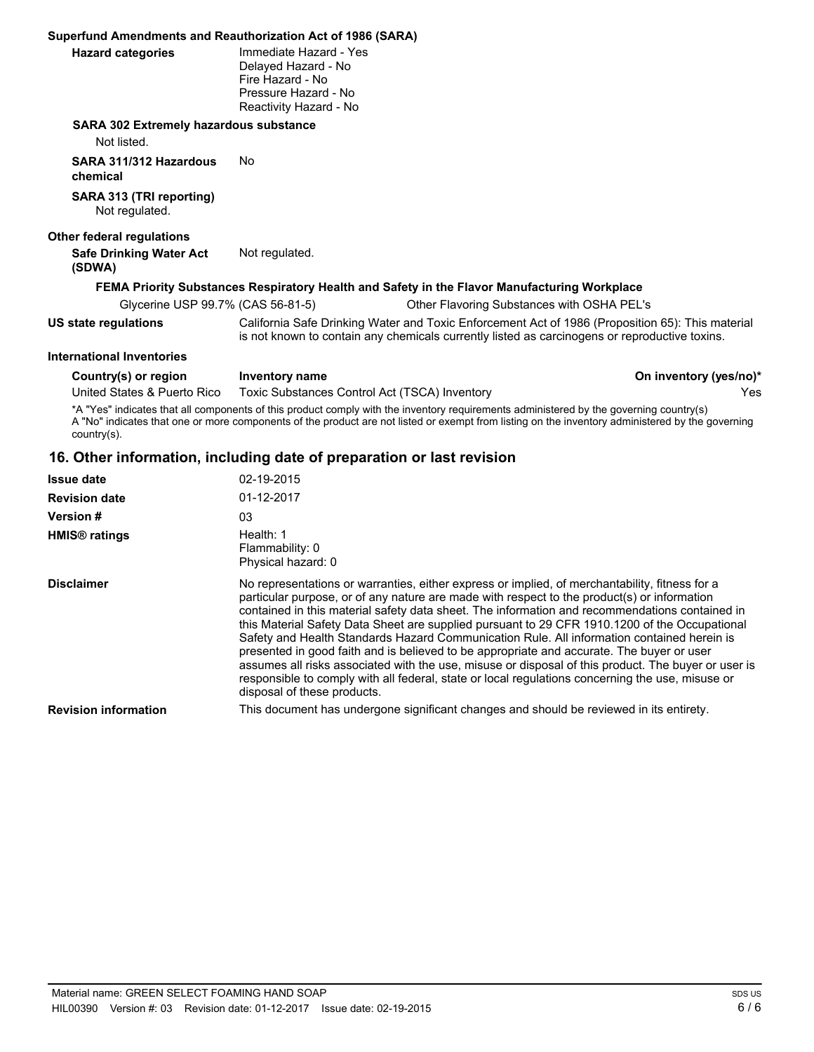**Superfund Amendments and Reauthorization Act of 1986 (SARA)**

**Hazard categories**
Immediate Hazard - Yes
Delayed Hazard - No
Fire Hazard - No
Pressure Hazard - No
Reactivity Hazard - No

**SARA 302 Extremely hazardous substance**

Not listed.

**SARA 311/312 Hazardous chemical** No

**SARA 313 (TRI reporting)**

Not regulated.

**Other federal regulations**

**Safe Drinking Water Act (SDWA)** Not regulated.

**FEMA Priority Substances Respiratory Health and Safety in the Flavor Manufacturing Workplace**

Glycerine USP 99.7% (CAS 56-81-5) Other Flavoring Substances with OSHA PEL's

**US state regulations** California Safe Drinking Water and Toxic Enforcement Act of 1986 (Proposition 65): This material is not known to contain any chemicals currently listed as carcinogens or reproductive toxins.

**International Inventories**

| Country(s) or region | Inventory name | On inventory (yes/no)* |
|---|---|---|
| United States & Puerto Rico | Toxic Substances Control Act (TSCA) Inventory | Yes |

*A "Yes" indicates that all components of this product comply with the inventory requirements administered by the governing country(s)
A "No" indicates that one or more components of the product are not listed or exempt from listing on the inventory administered by the governing country(s).

## 16. Other information, including date of preparation or last revision

**Issue date** 02-19-2015

**Revision date** 01-12-2017

**Version #** 03

**HMIS® ratings**
Health: 1
Flammability: 0
Physical hazard: 0

**Disclaimer** No representations or warranties, either express or implied, of merchantability, fitness for a particular purpose, or of any nature are made with respect to the product(s) or information contained in this material safety data sheet. The information and recommendations contained in this Material Safety Data Sheet are supplied pursuant to 29 CFR 1910.1200 of the Occupational Safety and Health Standards Hazard Communication Rule. All information contained herein is presented in good faith and is believed to be appropriate and accurate. The buyer or user assumes all risks associated with the use, misuse or disposal of this product. The buyer or user is responsible to comply with all federal, state or local regulations concerning the use, misuse or disposal of these products.

**Revision information** This document has undergone significant changes and should be reviewed in its entirety.